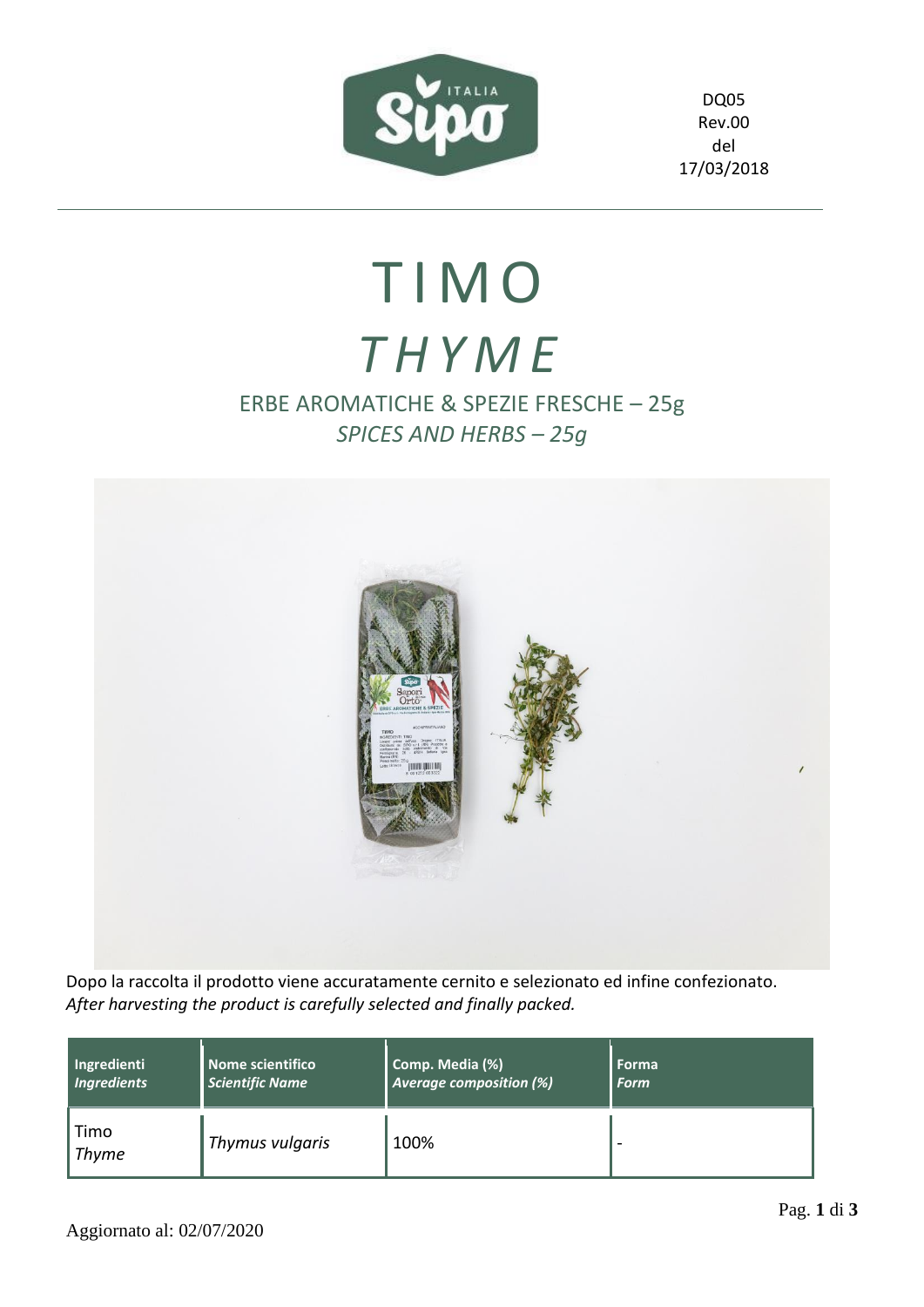DQ05
Rev.00
del
17/03/2018

# TIMO

# *THYME*

## ERBE AROMATICHE & SPEZIE FRESCHE – 25g

## *SPICES AND HERBS – 25g*

Dopo la raccolta il prodotto viene accuratamente cernito e selezionato ed infine confezionato.
*After harvesting the product is carefully selected and finally packed.*

| **Ingredienti** *Ingredients* | **Nome scientifico** *Scientific Name* | **Comp. Media (%)** *Average composition (%)* | **Forma** *Form* |
| --- | --- | --- | --- |
| Timo *Thyme* | *Thymus vulgaris* | 100% | - |

Aggiornato al: 02/07/2020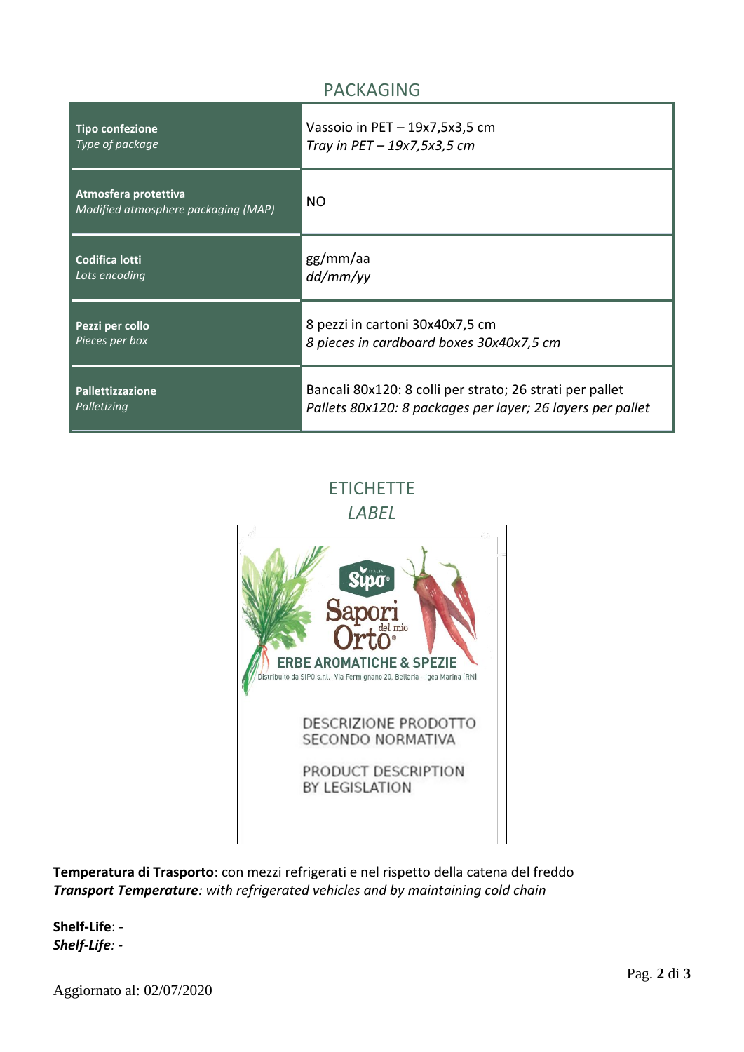## PACKAGING

| | |
|---|---|
| **Tipo confezione**<br>*Type of package* | Vassoio in PET – 19x7,5x3,5 cm<br>*Tray in PET – 19x7,5x3,5 cm* |
| **Atmosfera protettiva**<br>*Modified atmosphere packaging (MAP)* | NO |
| **Codifica lotti**<br>*Lots encoding* | gg/mm/aa<br>*dd/mm/yy* |
| **Pezzi per collo**<br>*Pieces per box* | 8 pezzi in cartoni 30x40x7,5 cm<br>*8 pieces in cardboard boxes 30x40x7,5 cm* |
| **Pallettizzazione**<br>*Palletizing* | Bancali 80x120: 8 colli per strato; 26 strati per pallet<br>*Pallets 80x120: 8 packages per layer; 26 layers per pallet* |

## ETICHETTE
### *LABEL*

Sipo

Sapori del mio Orto®

ERBE AROMATICHE & SPEZIE

Distribuito da SIPO s.r.l.- Via Fermignano 20, Bellaria - Igea Marina (RN)

DESCRIZIONE PRODOTTO SECONDO NORMATIVA

PRODUCT DESCRIPTION BY LEGISLATION

**Temperatura di Trasporto**: con mezzi refrigerati e nel rispetto della catena del freddo
***Transport Temperature****: with refrigerated vehicles and by maintaining cold chain*

**Shelf-Life**: -
***Shelf-Life****: -*

Aggiornato al: 02/07/2020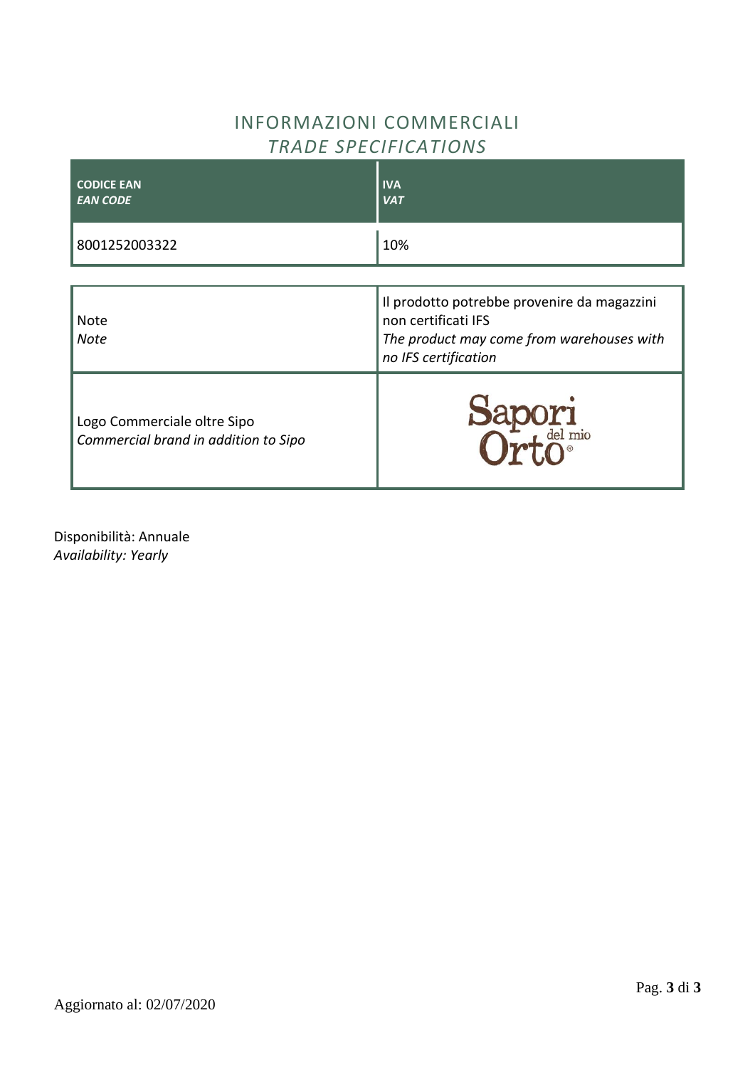## INFORMAZIONI COMMERCIALI
## *TRADE SPECIFICATIONS*

| **CODICE EAN**<br>***EAN CODE*** | **IVA**<br>***VAT*** |
|---|---|
| 8001252003322 | 10% |

| | |
|---|---|
| Note<br>*Note* | Il prodotto potrebbe provenire da magazzini non certificati IFS<br>*The product may come from warehouses with no IFS certification* |
| Logo Commerciale oltre Sipo<br>*Commercial brand in addition to Sipo* | Sapori del mio Orto® |

Disponibilità: Annuale
*Availability: Yearly*

Aggiornato al: 02/07/2020